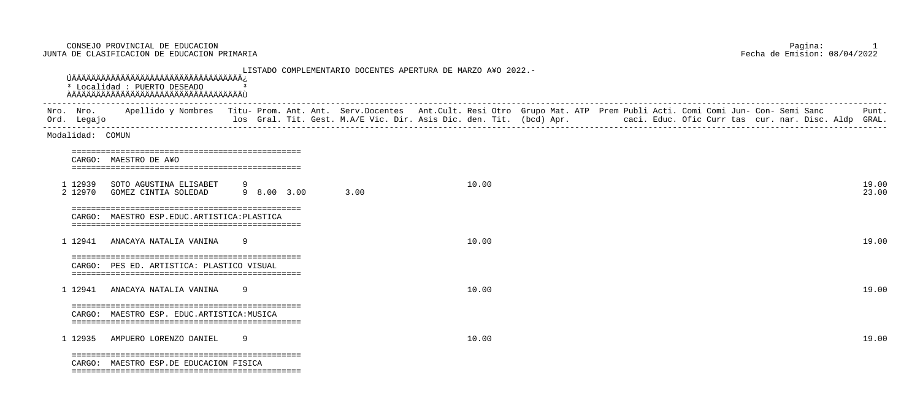CONSEJO PROVINCIAL DE EDUCACION
JUNTA DE CLASIFICACION DE EDUCACION PRIMARIA

Fecha de Emision: 08/04/2022

LISTADO COMPLEMENTARIO DOCENTES APERTURA DE MARZO A¥O 2022.-

Localidad : PUERTO DESEADO

Modalidad: COMUN

CARGO: MAESTRO DE A¥O

| Nro. Ord. | Nro. Legajo | Apellido y Nombres | Titulos | Prom. Gral. | Ant. Tit. | Ant. Gest. | Serv. Docentes M.A/E | Serv. Docentes Vic. | Serv. Docentes Dir. | Ant. Cult. Asis | Ant. Cult. Dic. | Residen. | Otro Tit. | Grupo (bcd) | Mat. Apr. | ATP | Prem | Publicaci. | Acti. Educ. | Comi Ofic | Comi Curr | Jun- tas | Con- cur. | Semi nar. | Sanc Disc. | Aldp | Punt. GRAL. |
|---|---|---|---|---|---|---|---|---|---|---|---|---|---|---|---|---|---|---|---|---|---|---|---|---|---|---|---|
| 1 | 12939 | SOTO AGUSTINA ELISABET | 9 | | | | | | | | | 10.00 | | | | | | | | | | | | | | | 19.00 |
| 2 | 12970 | GOMEZ CINTIA SOLEDAD | 9 | 8.00 | 3.00 | | 3.00 | | | | | | | | | | | | | | | | | | | | 23.00 |

CARGO: MAESTRO ESP.EDUC.ARTISTICA:PLASTICA

| Nro. Ord. | Nro. Legajo | Apellido y Nombres | Titulos | Prom. Gral. | Ant. Tit. | Ant. Gest. | Serv. Docentes M.A/E | Serv. Docentes Vic. | Serv. Docentes Dir. | Ant. Cult. Asis | Ant. Cult. Dic. | Residen. | Otro Tit. | Grupo (bcd) | Mat. Apr. | ATP | Prem | Publicaci. | Acti. Educ. | Comi Ofic | Comi Curr | Jun- tas | Con- cur. | Semi nar. | Sanc Disc. | Aldp | Punt. GRAL. |
|---|---|---|---|---|---|---|---|---|---|---|---|---|---|---|---|---|---|---|---|---|---|---|---|---|---|---|---|
| 1 | 12941 | ANACAYA NATALIA VANINA | 9 | | | | | | | | | 10.00 | | | | | | | | | | | | | | | 19.00 |

CARGO: PES ED. ARTISTICA: PLASTICO VISUAL

| Nro. Ord. | Nro. Legajo | Apellido y Nombres | Titulos | Prom. Gral. | Ant. Tit. | Ant. Gest. | Serv. Docentes M.A/E | Serv. Docentes Vic. | Serv. Docentes Dir. | Ant. Cult. Asis | Ant. Cult. Dic. | Residen. | Otro Tit. | Grupo (bcd) | Mat. Apr. | ATP | Prem | Publicaci. | Acti. Educ. | Comi Ofic | Comi Curr | Jun- tas | Con- cur. | Semi nar. | Sanc Disc. | Aldp | Punt. GRAL. |
|---|---|---|---|---|---|---|---|---|---|---|---|---|---|---|---|---|---|---|---|---|---|---|---|---|---|---|---|
| 1 | 12941 | ANACAYA NATALIA VANINA | 9 | | | | | | | | | 10.00 | | | | | | | | | | | | | | | 19.00 |

CARGO: MAESTRO ESP. EDUC.ARTISTICA:MUSICA

| Nro. Ord. | Nro. Legajo | Apellido y Nombres | Titulos | Prom. Gral. | Ant. Tit. | Ant. Gest. | Serv. Docentes M.A/E | Serv. Docentes Vic. | Serv. Docentes Dir. | Ant. Cult. Asis | Ant. Cult. Dic. | Residen. | Otro Tit. | Grupo (bcd) | Mat. Apr. | ATP | Prem | Publicaci. | Acti. Educ. | Comi Ofic | Comi Curr | Jun- tas | Con- cur. | Semi nar. | Sanc Disc. | Aldp | Punt. GRAL. |
|---|---|---|---|---|---|---|---|---|---|---|---|---|---|---|---|---|---|---|---|---|---|---|---|---|---|---|---|
| 1 | 12935 | AMPUERO LORENZO DANIEL | 9 | | | | | | | | | 10.00 | | | | | | | | | | | | | | | 19.00 |

CARGO: MAESTRO ESP.DE EDUCACION FISICA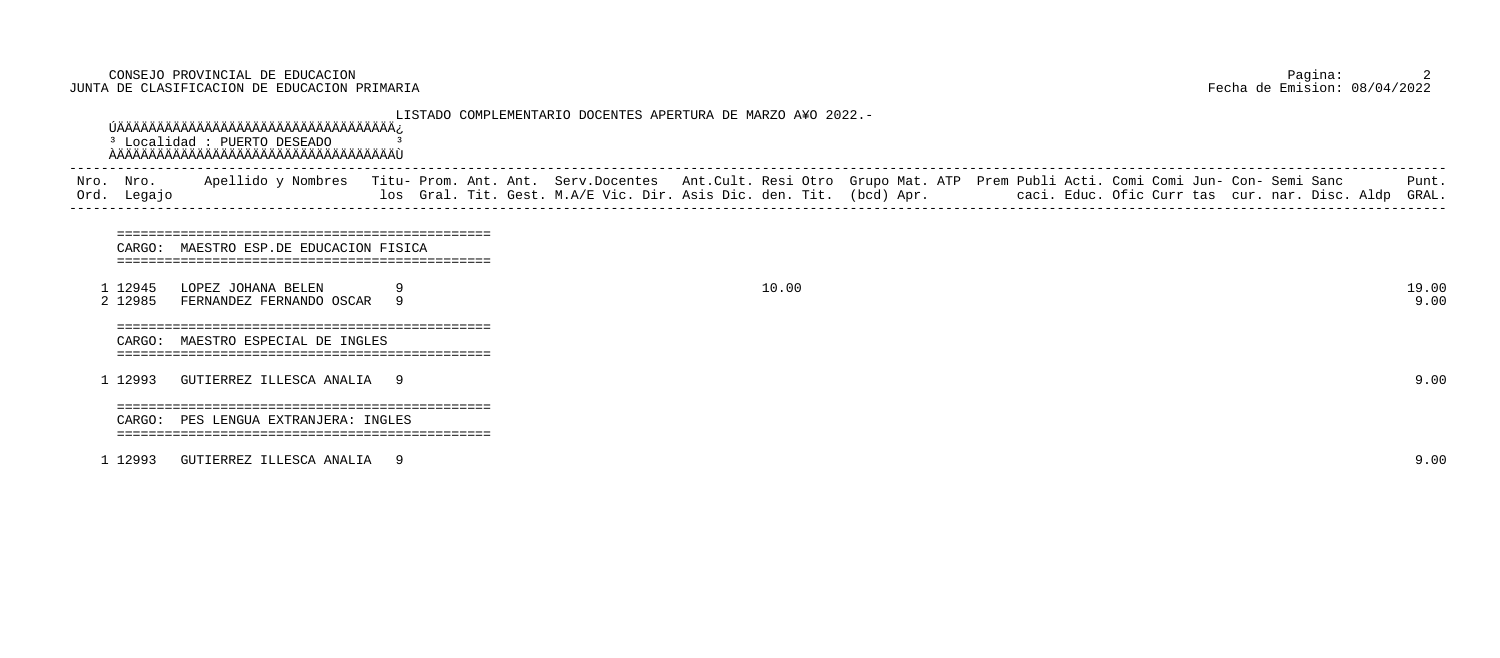CONSEJO PROVINCIAL DE EDUCACION
JUNTA DE CLASIFICACION DE EDUCACION PRIMARIA

Fecha de Emision: 08/04/2022

LISTADO COMPLEMENTARIO DOCENTES APERTURA DE MARZO A¥O 2022.-

Localidad : PUERTO DESEADO

CARGO: MAESTRO ESP.DE EDUCACION FISICA

| Nro. Ord. | Nro. Legajo | Apellido y Nombres | Titulos | Prom. Gral. | Ant. Tit. | Ant. Gest. | Serv.Docentes M.A/E | Vic. | Dir. | Ant.Cult. Asis | Resi Dic. | Otro den. | Grupo Tit. | Mat. (bcd) | ATP Apr. | Prem | Publi caci. | Acti. Educ. | Comi Ofic | Comi Curr | Jun- tas | Con- cur. | Semi nar. | Sanc Disc. | Aldp | Punt. GRAL. |
|---|---|---|---|---|---|---|---|---|---|---|---|---|---|---|---|---|---|---|---|---|---|---|---|---|---|---|
| 1 | 12945 | LOPEZ JOHANA BELEN | 9 | | | | | | | | | | 10.00 | | | | | | | | | | | | | 19.00 |
| 2 | 12985 | FERNANDEZ FERNANDO OSCAR | 9 | | | | | | | | | | | | | | | | | | | | | | | 9.00 |

CARGO: MAESTRO ESPECIAL DE INGLES

| Nro. Ord. | Nro. Legajo | Apellido y Nombres | Titulos | Prom. Gral. | Ant. Tit. | Ant. Gest. | Serv.Docentes M.A/E | Vic. | Dir. | Ant.Cult. Asis | Resi Dic. | Otro den. | Grupo Tit. | Mat. (bcd) | ATP Apr. | Prem | Publi caci. | Acti. Educ. | Comi Ofic | Comi Curr | Jun- tas | Con- cur. | Semi nar. | Sanc Disc. | Aldp | Punt. GRAL. |
|---|---|---|---|---|---|---|---|---|---|---|---|---|---|---|---|---|---|---|---|---|---|---|---|---|---|---|
| 1 | 12993 | GUTIERREZ ILLESCA ANALIA | 9 | | | | | | | | | | | | | | | | | | | | | | | 9.00 |

CARGO: PES LENGUA EXTRANJERA: INGLES

| Nro. Ord. | Nro. Legajo | Apellido y Nombres | Titulos | Prom. Gral. | Ant. Tit. | Ant. Gest. | Serv.Docentes M.A/E | Vic. | Dir. | Ant.Cult. Asis | Resi Dic. | Otro den. | Grupo Tit. | Mat. (bcd) | ATP Apr. | Prem | Publi caci. | Acti. Educ. | Comi Ofic | Comi Curr | Jun- tas | Con- cur. | Semi nar. | Sanc Disc. | Aldp | Punt. GRAL. |
|---|---|---|---|---|---|---|---|---|---|---|---|---|---|---|---|---|---|---|---|---|---|---|---|---|---|---|
| 1 | 12993 | GUTIERREZ ILLESCA ANALIA | 9 | | | | | | | | | | | | | | | | | | | | | | | 9.00 |